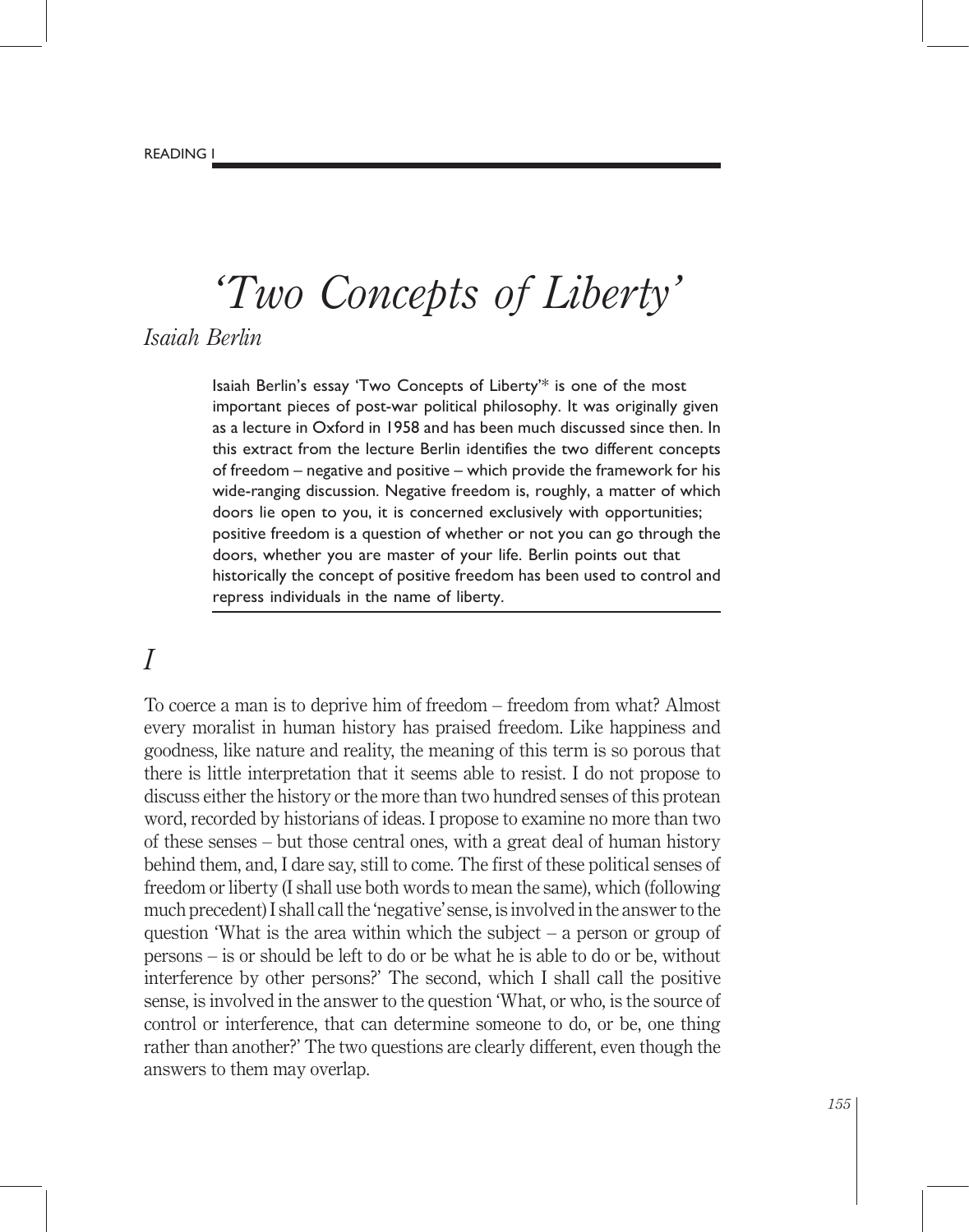READING I

# *'Two Concepts of Liberty'*

*Isaiah Berlin*

Isaiah Berlin's essay 'Two Concepts of Liberty'* is one of the most important pieces of post-war political philosophy. It was originally given as a lecture in Oxford in 1958 and has been much discussed since then. In this extract from the lecture Berlin identifies the two different concepts of freedom – negative and positive – which provide the framework for his wide-ranging discussion. Negative freedom is, roughly, a matter of which doors lie open to you, it is concerned exclusively with opportunities; positive freedom is a question of whether or not you can go through the doors, whether you are master of your life. Berlin points out that historically the concept of positive freedom has been used to control and repress individuals in the name of liberty.

## *I*

To coerce a man is to deprive him of freedom – freedom from what? Almost every moralist in human history has praised freedom. Like happiness and goodness, like nature and reality, the meaning of this term is so porous that there is little interpretation that it seems able to resist. I do not propose to discuss either the history or the more than two hundred senses of this protean word, recorded by historians of ideas. I propose to examine no more than two of these senses – but those central ones, with a great deal of human history behind them, and, I dare say, still to come. The first of these political senses of freedom or liberty (I shall use both words to mean the same), which (following much precedent) I shall call the 'negative' sense, is involved in the answer to the question 'What is the area within which the subject – a person or group of persons – is or should be left to do or be what he is able to do or be, without interference by other persons?' The second, which I shall call the positive sense, is involved in the answer to the question 'What, or who, is the source of control or interference, that can determine someone to do, or be, one thing rather than another?' The two questions are clearly different, even though the answers to them may overlap.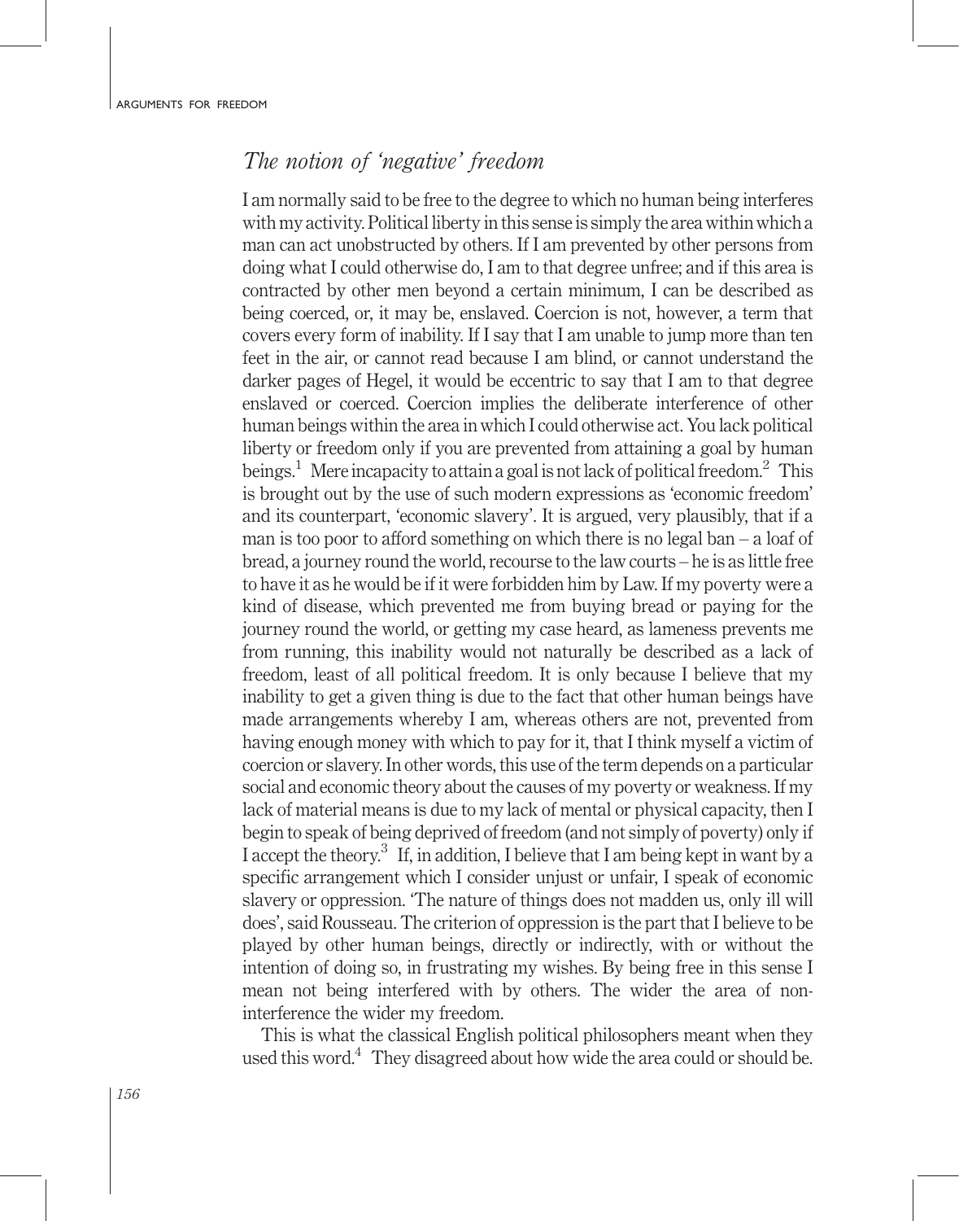## *The notion of 'negative' freedom*

I am normally said to be free to the degree to which no human being interferes with my activity. Political liberty in this sense is simply the area within which a man can act unobstructed by others. If I am prevented by other persons from doing what I could otherwise do, I am to that degree unfree; and if this area is contracted by other men beyond a certain minimum, I can be described as being coerced, or, it may be, enslaved. Coercion is not, however, a term that covers every form of inability. If I say that I am unable to jump more than ten feet in the air, or cannot read because I am blind, or cannot understand the darker pages of Hegel, it would be eccentric to say that I am to that degree enslaved or coerced. Coercion implies the deliberate interference of other human beings within the area in which I could otherwise act. You lack political liberty or freedom only if you are prevented from attaining a goal by human beings.[1] Mere incapacity to attain a goal is not lack of political freedom.[2] This is brought out by the use of such modern expressions as 'economic freedom' and its counterpart, 'economic slavery'. It is argued, very plausibly, that if a man is too poor to afford something on which there is no legal ban – a loaf of bread, a journey round the world, recourse to the law courts – he is as little free to have it as he would be if it were forbidden him by Law. If my poverty were a kind of disease, which prevented me from buying bread or paying for the journey round the world, or getting my case heard, as lameness prevents me from running, this inability would not naturally be described as a lack of freedom, least of all political freedom. It is only because I believe that my inability to get a given thing is due to the fact that other human beings have made arrangements whereby I am, whereas others are not, prevented from having enough money with which to pay for it, that I think myself a victim of coercion or slavery. In other words, this use of the term depends on a particular social and economic theory about the causes of my poverty or weakness. If my lack of material means is due to my lack of mental or physical capacity, then I begin to speak of being deprived of freedom (and not simply of poverty) only if I accept the theory.[3] If, in addition, I believe that I am being kept in want by a specific arrangement which I consider unjust or unfair, I speak of economic slavery or oppression. 'The nature of things does not madden us, only ill will does', said Rousseau. The criterion of oppression is the part that I believe to be played by other human beings, directly or indirectly, with or without the intention of doing so, in frustrating my wishes. By being free in this sense I mean not being interfered with by others. The wider the area of non-interference the wider my freedom.

This is what the classical English political philosophers meant when they used this word.[4] They disagreed about how wide the area could or should be.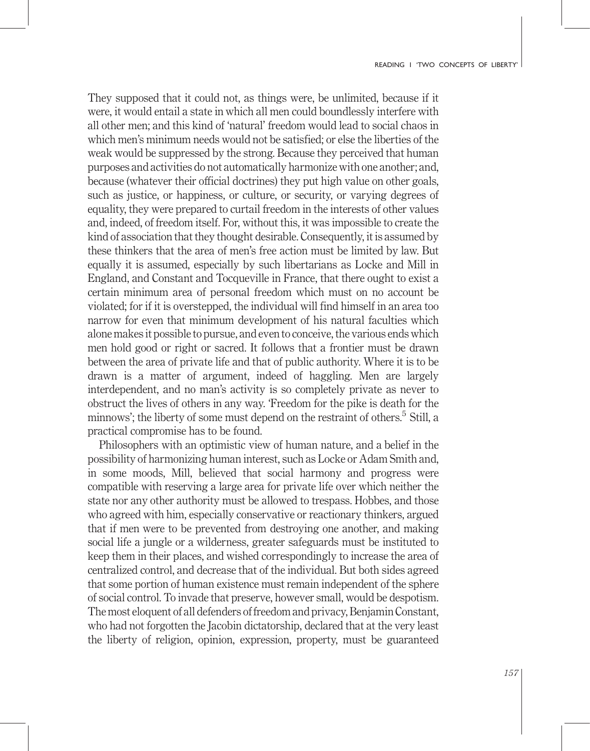They supposed that it could not, as things were, be unlimited, because if it were, it would entail a state in which all men could boundlessly interfere with all other men; and this kind of 'natural' freedom would lead to social chaos in which men's minimum needs would not be satisfied; or else the liberties of the weak would be suppressed by the strong. Because they perceived that human purposes and activities do not automatically harmonize with one another; and, because (whatever their official doctrines) they put high value on other goals, such as justice, or happiness, or culture, or security, or varying degrees of equality, they were prepared to curtail freedom in the interests of other values and, indeed, of freedom itself. For, without this, it was impossible to create the kind of association that they thought desirable. Consequently, it is assumed by these thinkers that the area of men's free action must be limited by law. But equally it is assumed, especially by such libertarians as Locke and Mill in England, and Constant and Tocqueville in France, that there ought to exist a certain minimum area of personal freedom which must on no account be violated; for if it is overstepped, the individual will find himself in an area too narrow for even that minimum development of his natural faculties which alone makes it possible to pursue, and even to conceive, the various ends which men hold good or right or sacred. It follows that a frontier must be drawn between the area of private life and that of public authority. Where it is to be drawn is a matter of argument, indeed of haggling. Men are largely interdependent, and no man's activity is so completely private as never to obstruct the lives of others in any way. 'Freedom for the pike is death for the minnows'; the liberty of some must depend on the restraint of others.[5] Still, a practical compromise has to be found.

Philosophers with an optimistic view of human nature, and a belief in the possibility of harmonizing human interest, such as Locke or Adam Smith and, in some moods, Mill, believed that social harmony and progress were compatible with reserving a large area for private life over which neither the state nor any other authority must be allowed to trespass. Hobbes, and those who agreed with him, especially conservative or reactionary thinkers, argued that if men were to be prevented from destroying one another, and making social life a jungle or a wilderness, greater safeguards must be instituted to keep them in their places, and wished correspondingly to increase the area of centralized control, and decrease that of the individual. But both sides agreed that some portion of human existence must remain independent of the sphere of social control. To invade that preserve, however small, would be despotism. The most eloquent of all defenders of freedom and privacy, Benjamin Constant, who had not forgotten the Jacobin dictatorship, declared that at the very least the liberty of religion, opinion, expression, property, must be guaranteed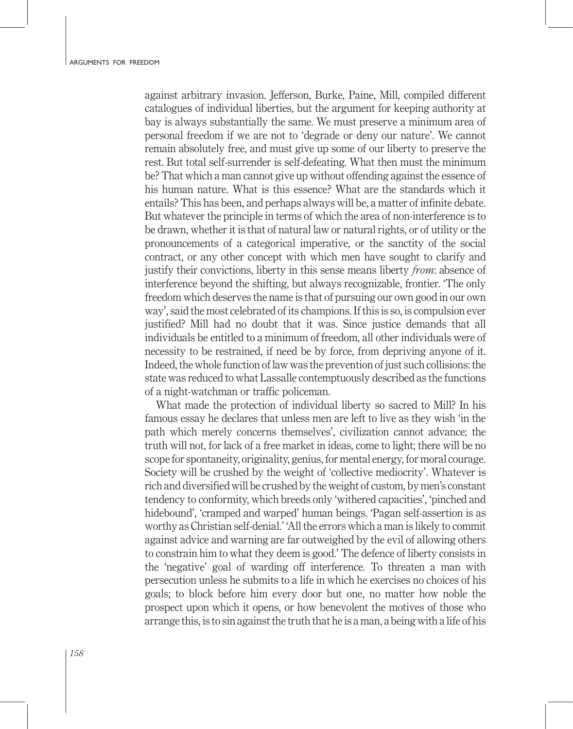against arbitrary invasion. Jefferson, Burke, Paine, Mill, compiled different catalogues of individual liberties, but the argument for keeping authority at bay is always substantially the same. We must preserve a minimum area of personal freedom if we are not to 'degrade or deny our nature'. We cannot remain absolutely free, and must give up some of our liberty to preserve the rest. But total self-surrender is self-defeating. What then must the minimum be? That which a man cannot give up without offending against the essence of his human nature. What is this essence? What are the standards which it entails? This has been, and perhaps always will be, a matter of infinite debate. But whatever the principle in terms of which the area of non-interference is to be drawn, whether it is that of natural law or natural rights, or of utility or the pronouncements of a categorical imperative, or the sanctity of the social contract, or any other concept with which men have sought to clarify and justify their convictions, liberty in this sense means liberty *from*: absence of interference beyond the shifting, but always recognizable, frontier. 'The only freedom which deserves the name is that of pursuing our own good in our own way', said the most celebrated of its champions. If this is so, is compulsion ever justified? Mill had no doubt that it was. Since justice demands that all individuals be entitled to a minimum of freedom, all other individuals were of necessity to be restrained, if need be by force, from depriving anyone of it. Indeed, the whole function of law was the prevention of just such collisions: the state was reduced to what Lassalle contemptuously described as the functions of a night-watchman or traffic policeman.

What made the protection of individual liberty so sacred to Mill? In his famous essay he declares that unless men are left to live as they wish 'in the path which merely concerns themselves', civilization cannot advance; the truth will not, for lack of a free market in ideas, come to light; there will be no scope for spontaneity, originality, genius, for mental energy, for moral courage. Society will be crushed by the weight of 'collective mediocrity'. Whatever is rich and diversified will be crushed by the weight of custom, by men's constant tendency to conformity, which breeds only 'withered capacities', 'pinched and hidebound', 'cramped and warped' human beings. 'Pagan self-assertion is as worthy as Christian self-denial.' 'All the errors which a man is likely to commit against advice and warning are far outweighed by the evil of allowing others to constrain him to what they deem is good.' The defence of liberty consists in the 'negative' goal of warding off interference. To threaten a man with persecution unless he submits to a life in which he exercises no choices of his goals; to block before him every door but one, no matter how noble the prospect upon which it opens, or how benevolent the motives of those who arrange this, is to sin against the truth that he is a man, a being with a life of his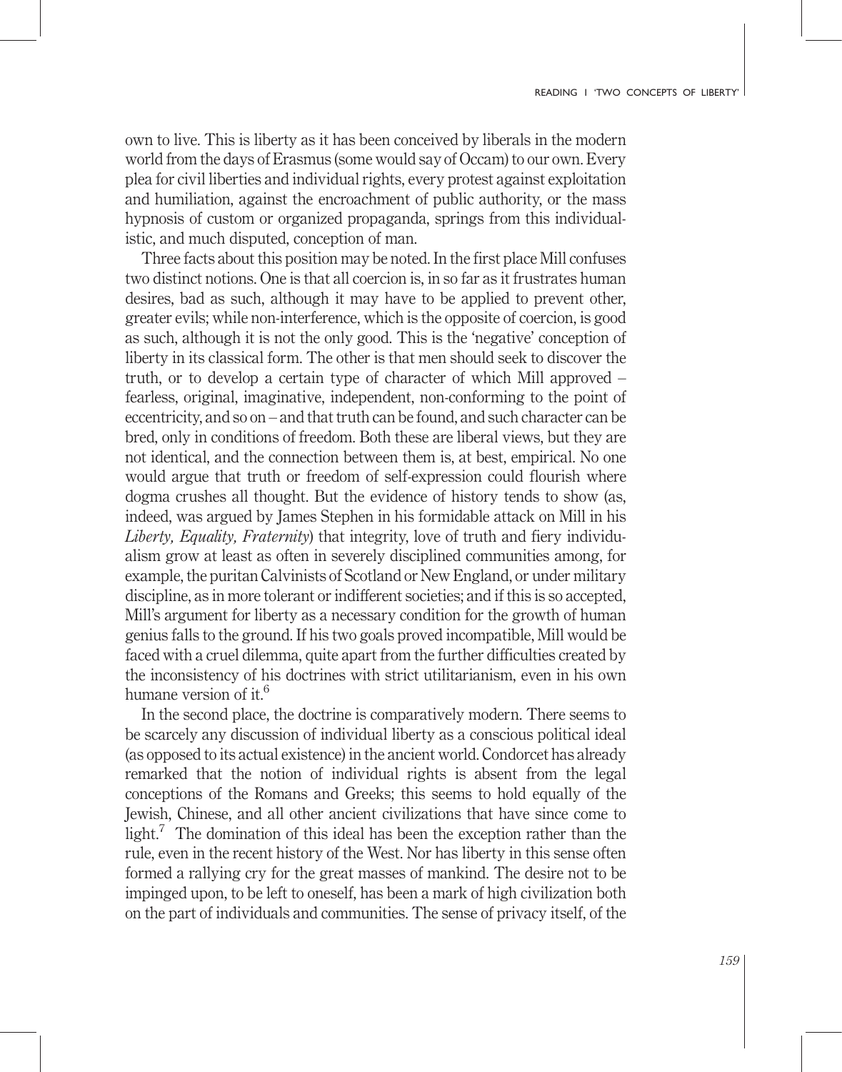own to live. This is liberty as it has been conceived by liberals in the modern world from the days of Erasmus (some would say of Occam) to our own. Every plea for civil liberties and individual rights, every protest against exploitation and humiliation, against the encroachment of public authority, or the mass hypnosis of custom or organized propaganda, springs from this individualistic, and much disputed, conception of man.

Three facts about this position may be noted. In the first place Mill confuses two distinct notions. One is that all coercion is, in so far as it frustrates human desires, bad as such, although it may have to be applied to prevent other, greater evils; while non-interference, which is the opposite of coercion, is good as such, although it is not the only good. This is the 'negative' conception of liberty in its classical form. The other is that men should seek to discover the truth, or to develop a certain type of character of which Mill approved – fearless, original, imaginative, independent, non-conforming to the point of eccentricity, and so on – and that truth can be found, and such character can be bred, only in conditions of freedom. Both these are liberal views, but they are not identical, and the connection between them is, at best, empirical. No one would argue that truth or freedom of self-expression could flourish where dogma crushes all thought. But the evidence of history tends to show (as, indeed, was argued by James Stephen in his formidable attack on Mill in his *Liberty, Equality, Fraternity*) that integrity, love of truth and fiery individualism grow at least as often in severely disciplined communities among, for example, the puritan Calvinists of Scotland or New England, or under military discipline, as in more tolerant or indifferent societies; and if this is so accepted, Mill's argument for liberty as a necessary condition for the growth of human genius falls to the ground. If his two goals proved incompatible, Mill would be faced with a cruel dilemma, quite apart from the further difficulties created by the inconsistency of his doctrines with strict utilitarianism, even in his own humane version of it.[6]

In the second place, the doctrine is comparatively modern. There seems to be scarcely any discussion of individual liberty as a conscious political ideal (as opposed to its actual existence) in the ancient world. Condorcet has already remarked that the notion of individual rights is absent from the legal conceptions of the Romans and Greeks; this seems to hold equally of the Jewish, Chinese, and all other ancient civilizations that have since come to light.[7] The domination of this ideal has been the exception rather than the rule, even in the recent history of the West. Nor has liberty in this sense often formed a rallying cry for the great masses of mankind. The desire not to be impinged upon, to be left to oneself, has been a mark of high civilization both on the part of individuals and communities. The sense of privacy itself, of the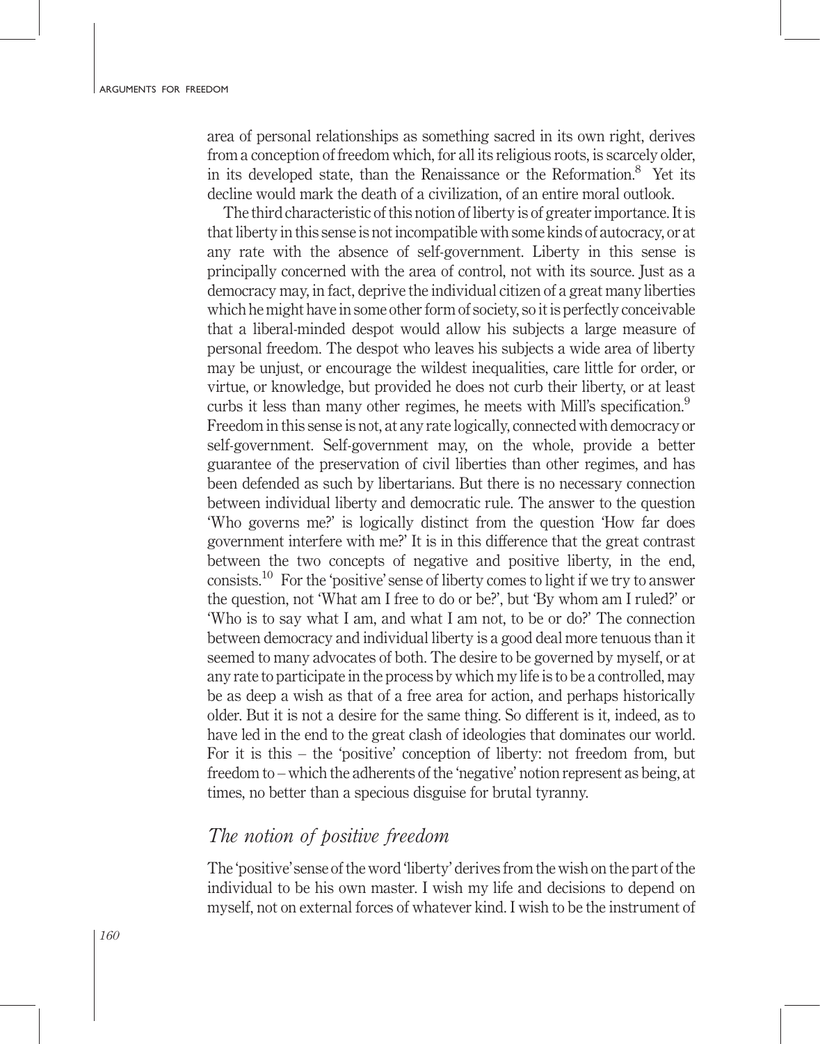area of personal relationships as something sacred in its own right, derives from a conception of freedom which, for all its religious roots, is scarcely older, in its developed state, than the Renaissance or the Reformation.[8] Yet its decline would mark the death of a civilization, of an entire moral outlook.

The third characteristic of this notion of liberty is of greater importance. It is that liberty in this sense is not incompatible with some kinds of autocracy, or at any rate with the absence of self-government. Liberty in this sense is principally concerned with the area of control, not with its source. Just as a democracy may, in fact, deprive the individual citizen of a great many liberties which he might have in some other form of society, so it is perfectly conceivable that a liberal-minded despot would allow his subjects a large measure of personal freedom. The despot who leaves his subjects a wide area of liberty may be unjust, or encourage the wildest inequalities, care little for order, or virtue, or knowledge, but provided he does not curb their liberty, or at least curbs it less than many other regimes, he meets with Mill's specification.[9] Freedom in this sense is not, at any rate logically, connected with democracy or self-government. Self-government may, on the whole, provide a better guarantee of the preservation of civil liberties than other regimes, and has been defended as such by libertarians. But there is no necessary connection between individual liberty and democratic rule. The answer to the question 'Who governs me?' is logically distinct from the question 'How far does government interfere with me?' It is in this difference that the great contrast between the two concepts of negative and positive liberty, in the end, consists.[10] For the 'positive' sense of liberty comes to light if we try to answer the question, not 'What am I free to do or be?', but 'By whom am I ruled?' or 'Who is to say what I am, and what I am not, to be or do?' The connection between democracy and individual liberty is a good deal more tenuous than it seemed to many advocates of both. The desire to be governed by myself, or at any rate to participate in the process by which my life is to be a controlled, may be as deep a wish as that of a free area for action, and perhaps historically older. But it is not a desire for the same thing. So different is it, indeed, as to have led in the end to the great clash of ideologies that dominates our world. For it is this – the 'positive' conception of liberty: not freedom from, but freedom to – which the adherents of the 'negative' notion represent as being, at times, no better than a specious disguise for brutal tyranny.

## *The notion of positive freedom*

The 'positive' sense of the word 'liberty' derives from the wish on the part of the individual to be his own master. I wish my life and decisions to depend on myself, not on external forces of whatever kind. I wish to be the instrument of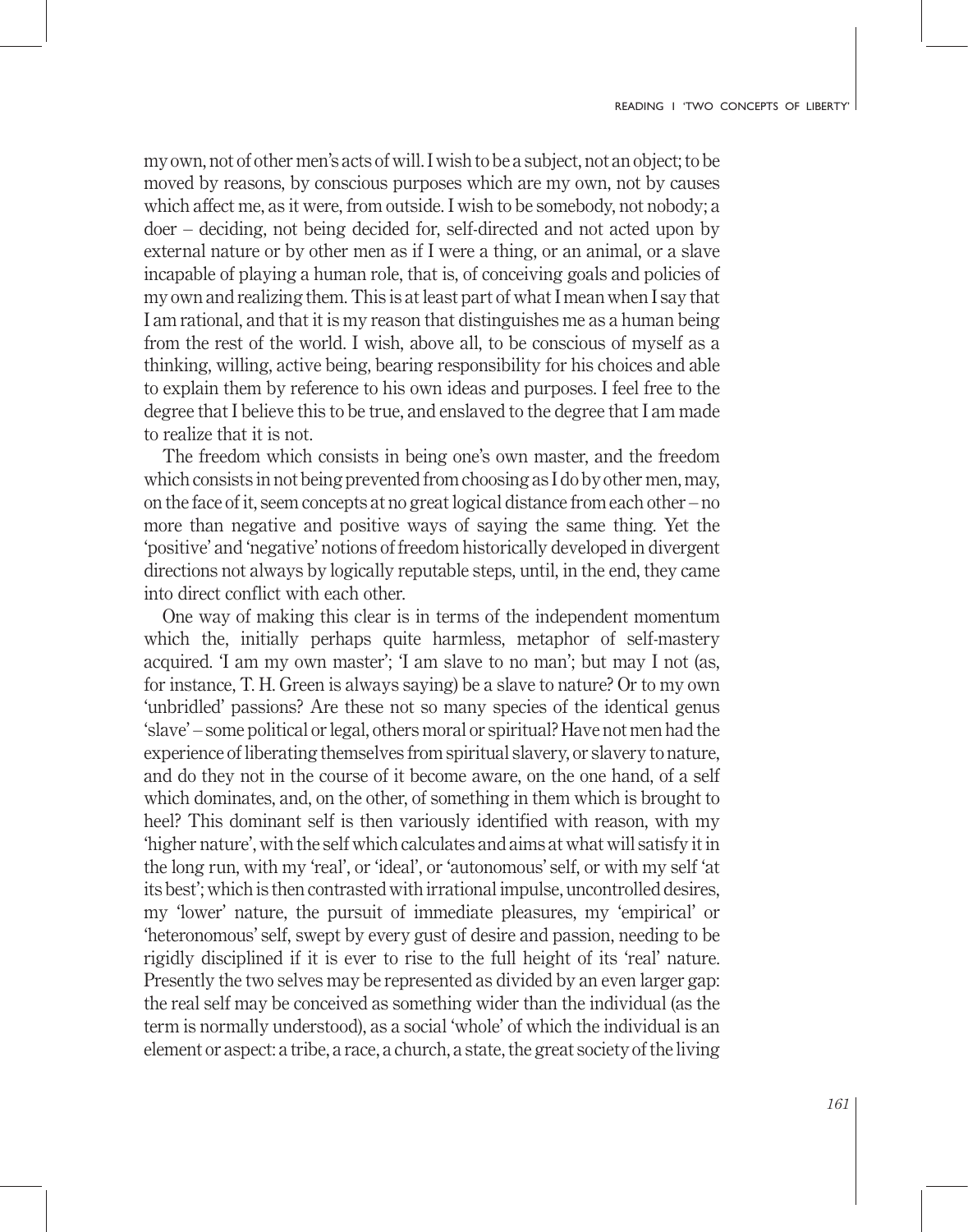my own, not of other men's acts of will. I wish to be a subject, not an object; to be moved by reasons, by conscious purposes which are my own, not by causes which affect me, as it were, from outside. I wish to be somebody, not nobody; a doer – deciding, not being decided for, self-directed and not acted upon by external nature or by other men as if I were a thing, or an animal, or a slave incapable of playing a human role, that is, of conceiving goals and policies of my own and realizing them. This is at least part of what I mean when I say that I am rational, and that it is my reason that distinguishes me as a human being from the rest of the world. I wish, above all, to be conscious of myself as a thinking, willing, active being, bearing responsibility for his choices and able to explain them by reference to his own ideas and purposes. I feel free to the degree that I believe this to be true, and enslaved to the degree that I am made to realize that it is not.

The freedom which consists in being one's own master, and the freedom which consists in not being prevented from choosing as I do by other men, may, on the face of it, seem concepts at no great logical distance from each other – no more than negative and positive ways of saying the same thing. Yet the 'positive' and 'negative' notions of freedom historically developed in divergent directions not always by logically reputable steps, until, in the end, they came into direct conflict with each other.

One way of making this clear is in terms of the independent momentum which the, initially perhaps quite harmless, metaphor of self-mastery acquired. 'I am my own master'; 'I am slave to no man'; but may I not (as, for instance, T. H. Green is always saying) be a slave to nature? Or to my own 'unbridled' passions? Are these not so many species of the identical genus 'slave' – some political or legal, others moral or spiritual? Have not men had the experience of liberating themselves from spiritual slavery, or slavery to nature, and do they not in the course of it become aware, on the one hand, of a self which dominates, and, on the other, of something in them which is brought to heel? This dominant self is then variously identified with reason, with my 'higher nature', with the self which calculates and aims at what will satisfy it in the long run, with my 'real', or 'ideal', or 'autonomous' self, or with my self 'at its best'; which is then contrasted with irrational impulse, uncontrolled desires, my 'lower' nature, the pursuit of immediate pleasures, my 'empirical' or 'heteronomous' self, swept by every gust of desire and passion, needing to be rigidly disciplined if it is ever to rise to the full height of its 'real' nature. Presently the two selves may be represented as divided by an even larger gap: the real self may be conceived as something wider than the individual (as the term is normally understood), as a social 'whole' of which the individual is an element or aspect: a tribe, a race, a church, a state, the great society of the living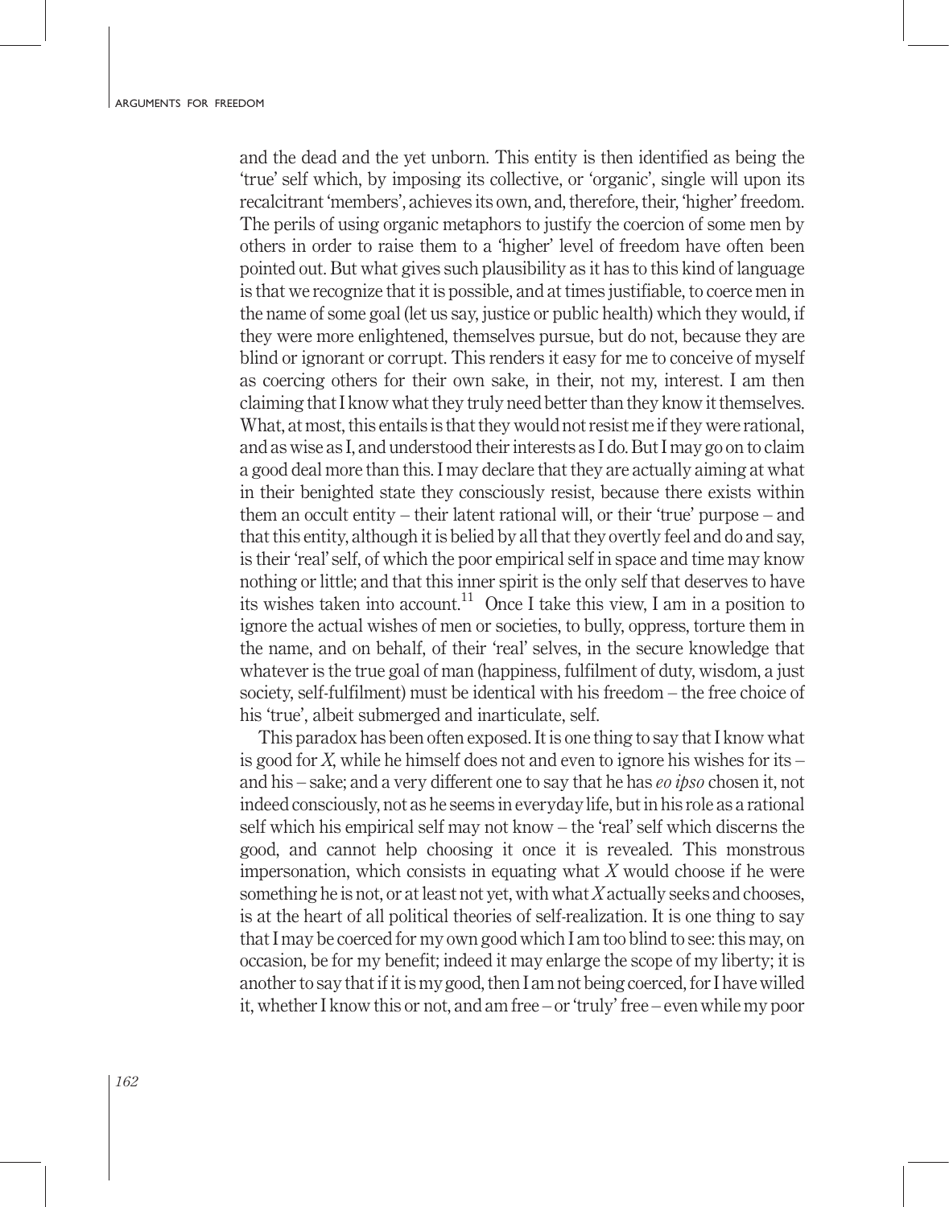and the dead and the yet unborn. This entity is then identified as being the 'true' self which, by imposing its collective, or 'organic', single will upon its recalcitrant 'members', achieves its own, and, therefore, their, 'higher' freedom. The perils of using organic metaphors to justify the coercion of some men by others in order to raise them to a 'higher' level of freedom have often been pointed out. But what gives such plausibility as it has to this kind of language is that we recognize that it is possible, and at times justifiable, to coerce men in the name of some goal (let us say, justice or public health) which they would, if they were more enlightened, themselves pursue, but do not, because they are blind or ignorant or corrupt. This renders it easy for me to conceive of myself as coercing others for their own sake, in their, not my, interest. I am then claiming that I know what they truly need better than they know it themselves. What, at most, this entails is that they would not resist me if they were rational, and as wise as I, and understood their interests as I do. But I may go on to claim a good deal more than this. I may declare that they are actually aiming at what in their benighted state they consciously resist, because there exists within them an occult entity – their latent rational will, or their 'true' purpose – and that this entity, although it is belied by all that they overtly feel and do and say, is their 'real' self, of which the poor empirical self in space and time may know nothing or little; and that this inner spirit is the only self that deserves to have its wishes taken into account.[11] Once I take this view, I am in a position to ignore the actual wishes of men or societies, to bully, oppress, torture them in the name, and on behalf, of their 'real' selves, in the secure knowledge that whatever is the true goal of man (happiness, fulfilment of duty, wisdom, a just society, self-fulfilment) must be identical with his freedom – the free choice of his 'true', albeit submerged and inarticulate, self.

This paradox has been often exposed. It is one thing to say that I know what is good for *X*, while he himself does not and even to ignore his wishes for its – and his – sake; and a very different one to say that he has *eo ipso* chosen it, not indeed consciously, not as he seems in everyday life, but in his role as a rational self which his empirical self may not know – the 'real' self which discerns the good, and cannot help choosing it once it is revealed. This monstrous impersonation, which consists in equating what *X* would choose if he were something he is not, or at least not yet, with what *X* actually seeks and chooses, is at the heart of all political theories of self-realization. It is one thing to say that I may be coerced for my own good which I am too blind to see: this may, on occasion, be for my benefit; indeed it may enlarge the scope of my liberty; it is another to say that if it is my good, then I am not being coerced, for I have willed it, whether I know this or not, and am free – or 'truly' free – even while my poor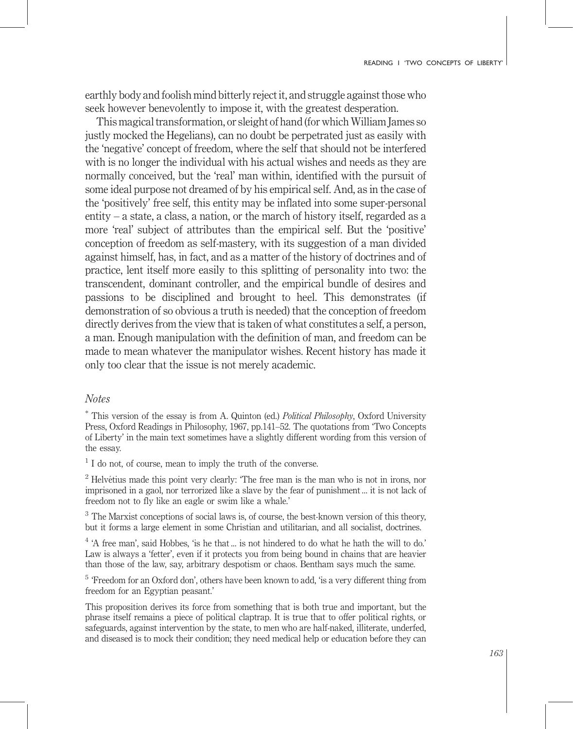earthly body and foolish mind bitterly reject it, and struggle against those who seek however benevolently to impose it, with the greatest desperation.

This magical transformation, or sleight of hand (for which William James so justly mocked the Hegelians), can no doubt be perpetrated just as easily with the 'negative' concept of freedom, where the self that should not be interfered with is no longer the individual with his actual wishes and needs as they are normally conceived, but the 'real' man within, identified with the pursuit of some ideal purpose not dreamed of by his empirical self. And, as in the case of the 'positively' free self, this entity may be inflated into some super-personal entity – a state, a class, a nation, or the march of history itself, regarded as a more 'real' subject of attributes than the empirical self. But the 'positive' conception of freedom as self-mastery, with its suggestion of a man divided against himself, has, in fact, and as a matter of the history of doctrines and of practice, lent itself more easily to this splitting of personality into two: the transcendent, dominant controller, and the empirical bundle of desires and passions to be disciplined and brought to heel. This demonstrates (if demonstration of so obvious a truth is needed) that the conception of freedom directly derives from the view that is taken of what constitutes a self, a person, a man. Enough manipulation with the definition of man, and freedom can be made to mean whatever the manipulator wishes. Recent history has made it only too clear that the issue is not merely academic.

## *Notes*

[*] This version of the essay is from A. Quinton (ed.) *Political Philosophy*, Oxford University Press, Oxford Readings in Philosophy, 1967, pp.141–52. The quotations from 'Two Concepts of Liberty' in the main text sometimes have a slightly different wording from this version of the essay.

[1] I do not, of course, mean to imply the truth of the converse.

[2] Helvétius made this point very clearly: 'The free man is the man who is not in irons, nor imprisoned in a gaol, nor terrorized like a slave by the fear of punishment ... it is not lack of freedom not to fly like an eagle or swim like a whale.'

[3] The Marxist conceptions of social laws is, of course, the best-known version of this theory, but it forms a large element in some Christian and utilitarian, and all socialist, doctrines.

[4] 'A free man', said Hobbes, 'is he that ... is not hindered to do what he hath the will to do.' Law is always a 'fetter', even if it protects you from being bound in chains that are heavier than those of the law, say, arbitrary despotism or chaos. Bentham says much the same.

[5] 'Freedom for an Oxford don', others have been known to add, 'is a very different thing from freedom for an Egyptian peasant.'

This proposition derives its force from something that is both true and important, but the phrase itself remains a piece of political claptrap. It is true that to offer political rights, or safeguards, against intervention by the state, to men who are half-naked, illiterate, underfed, and diseased is to mock their condition; they need medical help or education before they can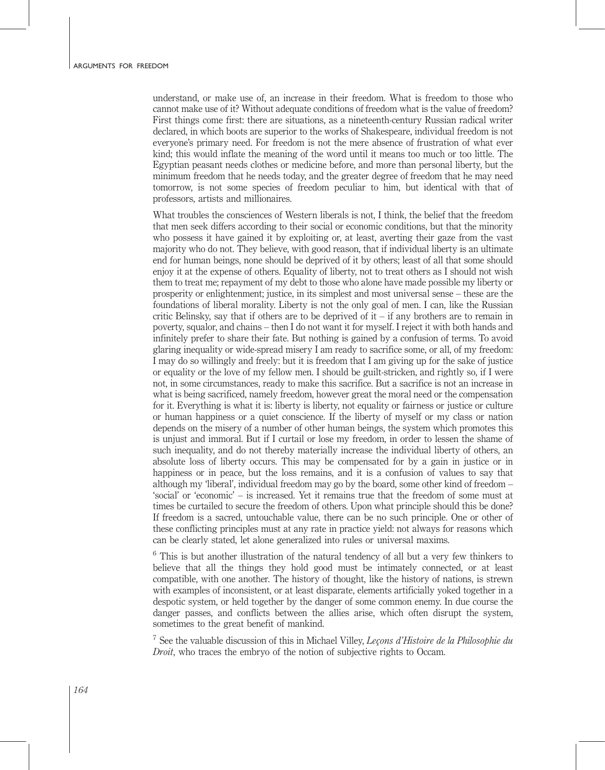understand, or make use of, an increase in their freedom. What is freedom to those who cannot make use of it? Without adequate conditions of freedom what is the value of freedom? First things come first: there are situations, as a nineteenth-century Russian radical writer declared, in which boots are superior to the works of Shakespeare, individual freedom is not everyone's primary need. For freedom is not the mere absence of frustration of what ever kind; this would inflate the meaning of the word until it means too much or too little. The Egyptian peasant needs clothes or medicine before, and more than personal liberty, but the minimum freedom that he needs today, and the greater degree of freedom that he may need tomorrow, is not some species of freedom peculiar to him, but identical with that of professors, artists and millionaires.

What troubles the consciences of Western liberals is not, I think, the belief that the freedom that men seek differs according to their social or economic conditions, but that the minority who possess it have gained it by exploiting or, at least, averting their gaze from the vast majority who do not. They believe, with good reason, that if individual liberty is an ultimate end for human beings, none should be deprived of it by others; least of all that some should enjoy it at the expense of others. Equality of liberty, not to treat others as I should not wish them to treat me; repayment of my debt to those who alone have made possible my liberty or prosperity or enlightenment; justice, in its simplest and most universal sense – these are the foundations of liberal morality. Liberty is not the only goal of men. I can, like the Russian critic Belinsky, say that if others are to be deprived of it – if any brothers are to remain in poverty, squalor, and chains – then I do not want it for myself. I reject it with both hands and infinitely prefer to share their fate. But nothing is gained by a confusion of terms. To avoid glaring inequality or wide-spread misery I am ready to sacrifice some, or all, of my freedom: I may do so willingly and freely: but it is freedom that I am giving up for the sake of justice or equality or the love of my fellow men. I should be guilt-stricken, and rightly so, if I were not, in some circumstances, ready to make this sacrifice. But a sacrifice is not an increase in what is being sacrificed, namely freedom, however great the moral need or the compensation for it. Everything is what it is: liberty is liberty, not equality or fairness or justice or culture or human happiness or a quiet conscience. If the liberty of myself or my class or nation depends on the misery of a number of other human beings, the system which promotes this is unjust and immoral. But if I curtail or lose my freedom, in order to lessen the shame of such inequality, and do not thereby materially increase the individual liberty of others, an absolute loss of liberty occurs. This may be compensated for by a gain in justice or in happiness or in peace, but the loss remains, and it is a confusion of values to say that although my 'liberal', individual freedom may go by the board, some other kind of freedom – 'social' or 'economic' – is increased. Yet it remains true that the freedom of some must at times be curtailed to secure the freedom of others. Upon what principle should this be done? If freedom is a sacred, untouchable value, there can be no such principle. One or other of these conflicting principles must at any rate in practice yield: not always for reasons which can be clearly stated, let alone generalized into rules or universal maxims.

[6] This is but another illustration of the natural tendency of all but a very few thinkers to believe that all the things they hold good must be intimately connected, or at least compatible, with one another. The history of thought, like the history of nations, is strewn with examples of inconsistent, or at least disparate, elements artificially yoked together in a despotic system, or held together by the danger of some common enemy. In due course the danger passes, and conflicts between the allies arise, which often disrupt the system, sometimes to the great benefit of mankind.

[7] See the valuable discussion of this in Michael Villey, *Leçons d'Histoire de la Philosophie du Droit*, who traces the embryo of the notion of subjective rights to Occam.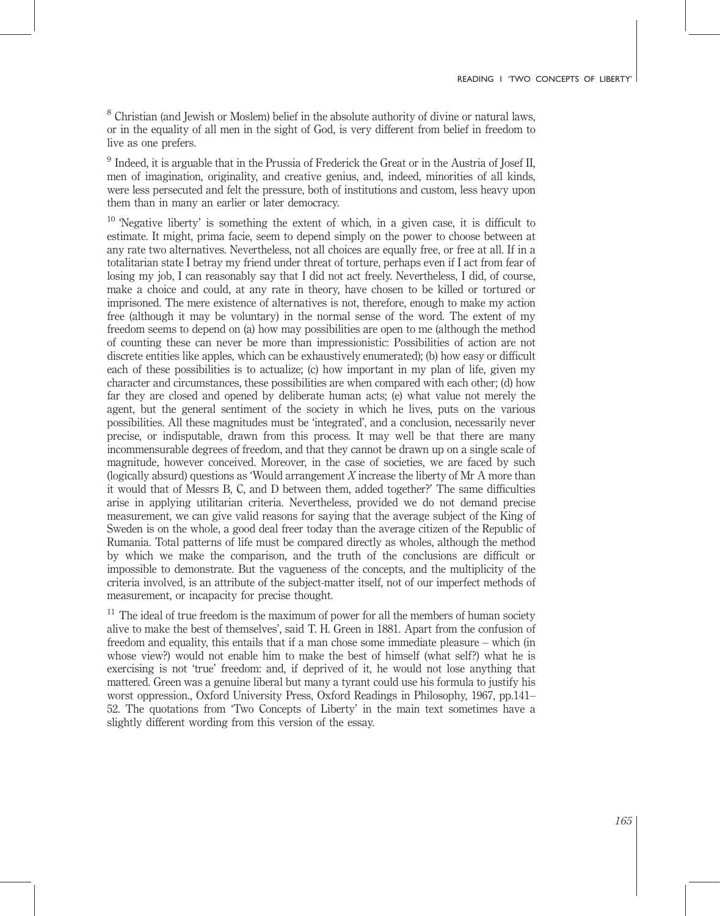[8] Christian (and Jewish or Moslem) belief in the absolute authority of divine or natural laws, or in the equality of all men in the sight of God, is very different from belief in freedom to live as one prefers.

[9] Indeed, it is arguable that in the Prussia of Frederick the Great or in the Austria of Josef II, men of imagination, originality, and creative genius, and, indeed, minorities of all kinds, were less persecuted and felt the pressure, both of institutions and custom, less heavy upon them than in many an earlier or later democracy.

[10] 'Negative liberty' is something the extent of which, in a given case, it is difficult to estimate. It might, prima facie, seem to depend simply on the power to choose between at any rate two alternatives. Nevertheless, not all choices are equally free, or free at all. If in a totalitarian state I betray my friend under threat of torture, perhaps even if I act from fear of losing my job, I can reasonably say that I did not act freely. Nevertheless, I did, of course, make a choice and could, at any rate in theory, have chosen to be killed or tortured or imprisoned. The mere existence of alternatives is not, therefore, enough to make my action free (although it may be voluntary) in the normal sense of the word. The extent of my freedom seems to depend on (a) how may possibilities are open to me (although the method of counting these can never be more than impressionistic: Possibilities of action are not discrete entities like apples, which can be exhaustively enumerated); (b) how easy or difficult each of these possibilities is to actualize; (c) how important in my plan of life, given my character and circumstances, these possibilities are when compared with each other; (d) how far they are closed and opened by deliberate human acts; (e) what value not merely the agent, but the general sentiment of the society in which he lives, puts on the various possibilities. All these magnitudes must be 'integrated', and a conclusion, necessarily never precise, or indisputable, drawn from this process. It may well be that there are many incommensurable degrees of freedom, and that they cannot be drawn up on a single scale of magnitude, however conceived. Moreover, in the case of societies, we are faced by such (logically absurd) questions as 'Would arrangement *X* increase the liberty of Mr A more than it would that of Messrs B, C, and D between them, added together?' The same difficulties arise in applying utilitarian criteria. Nevertheless, provided we do not demand precise measurement, we can give valid reasons for saying that the average subject of the King of Sweden is on the whole, a good deal freer today than the average citizen of the Republic of Rumania. Total patterns of life must be compared directly as wholes, although the method by which we make the comparison, and the truth of the conclusions are difficult or impossible to demonstrate. But the vagueness of the concepts, and the multiplicity of the criteria involved, is an attribute of the subject-matter itself, not of our imperfect methods of measurement, or incapacity for precise thought.

[11] The ideal of true freedom is the maximum of power for all the members of human society alive to make the best of themselves', said T. H. Green in 1881. Apart from the confusion of freedom and equality, this entails that if a man chose some immediate pleasure – which (in whose view?) would not enable him to make the best of himself (what self?) what he is exercising is not 'true' freedom: and, if deprived of it, he would not lose anything that mattered. Green was a genuine liberal but many a tyrant could use his formula to justify his worst oppression., Oxford University Press, Oxford Readings in Philosophy, 1967, pp.141–52. The quotations from 'Two Concepts of Liberty' in the main text sometimes have a slightly different wording from this version of the essay.